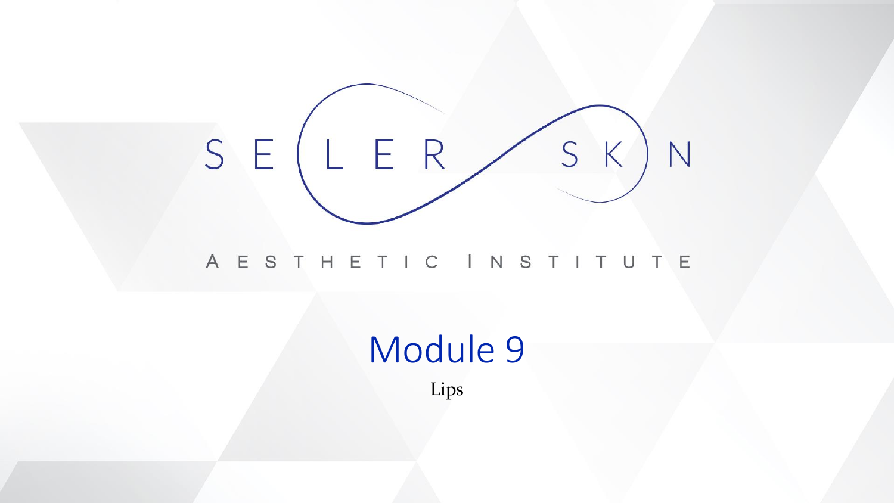SELER SKIN

AESTHETIC INSTITUTE

# Module 9

Lips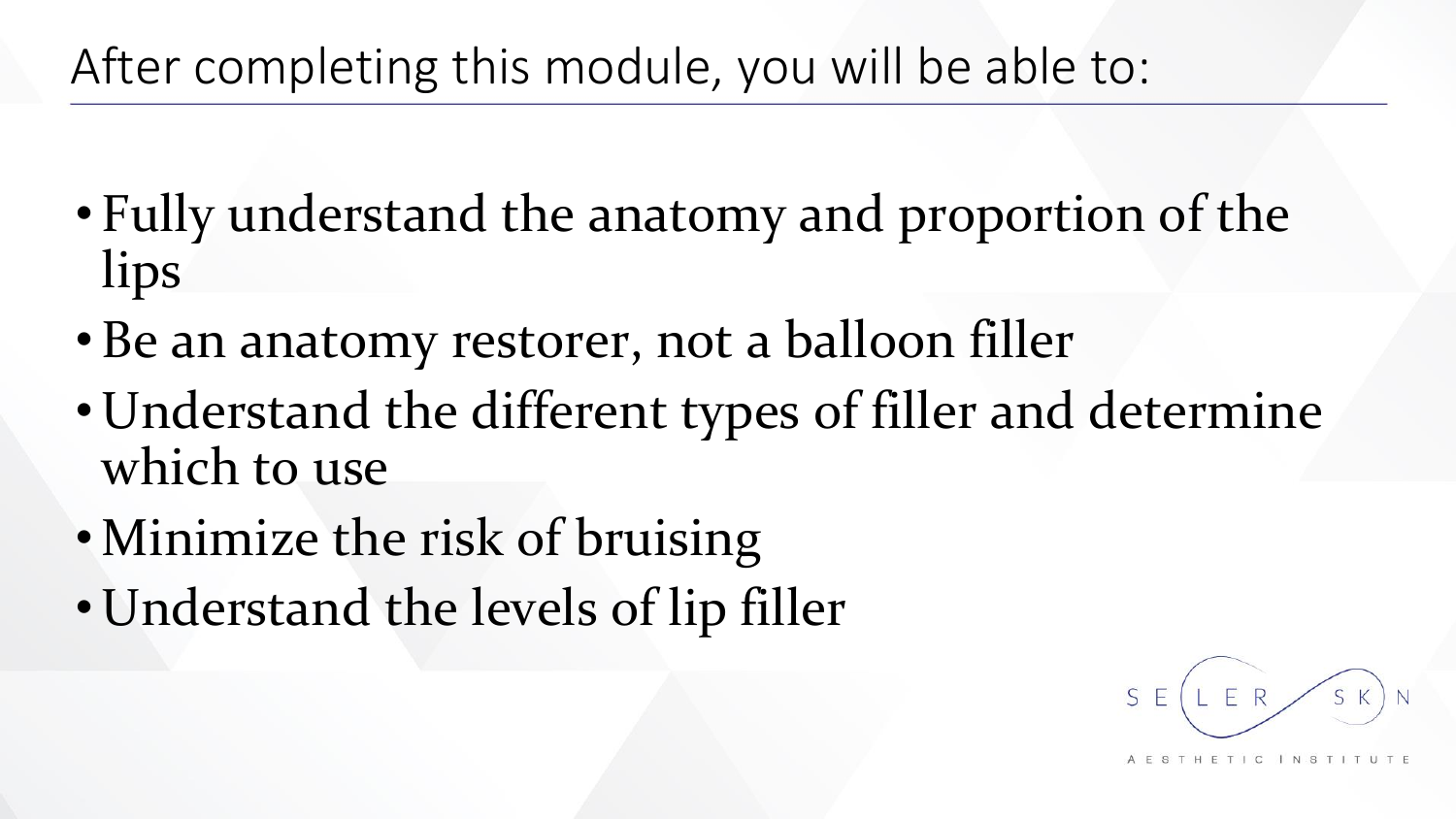## After completing this module, you will be able to:

- Fully understand the anatomy and proportion of the lips
- Be an anatomy restorer, not a balloon filler
- Understand the different types of filler and determine which to use
- Minimize the risk of bruising
- Understand the levels of lip filler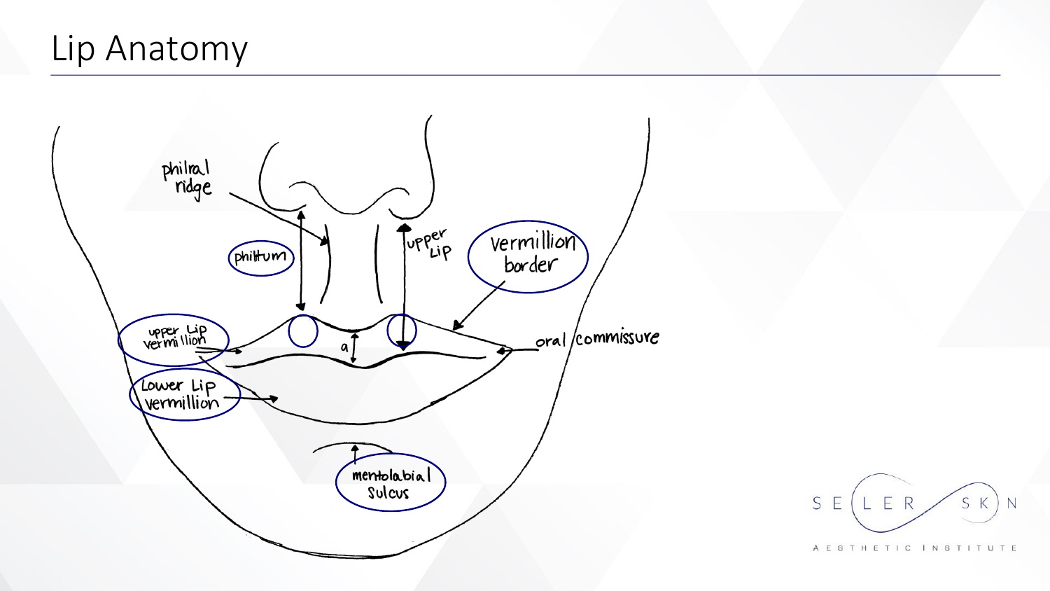# Lip Anatomy

philtral ridge

philtrum

upper Lip

Vermillion border

upper Lip vermillion

a

oral commissure

Lower Lip vermillion

mentolabial Sulcus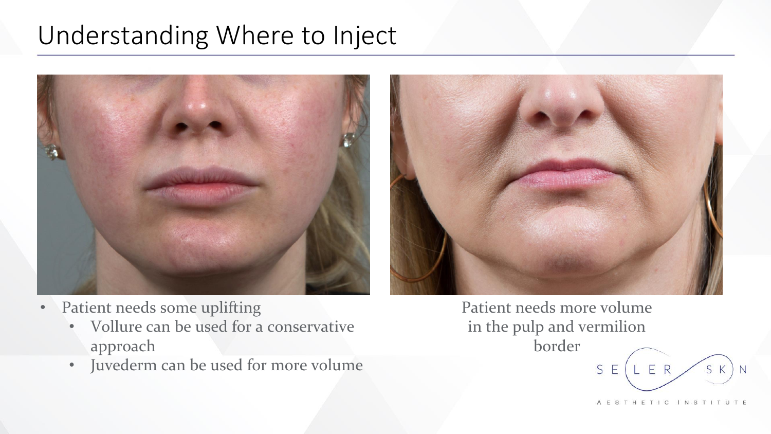# Understanding Where to Inject

- Patient needs some uplifting
  - Vollure can be used for a conservative approach
  - Juvederm can be used for more volume

Patient needs more volume in the pulp and vermilion border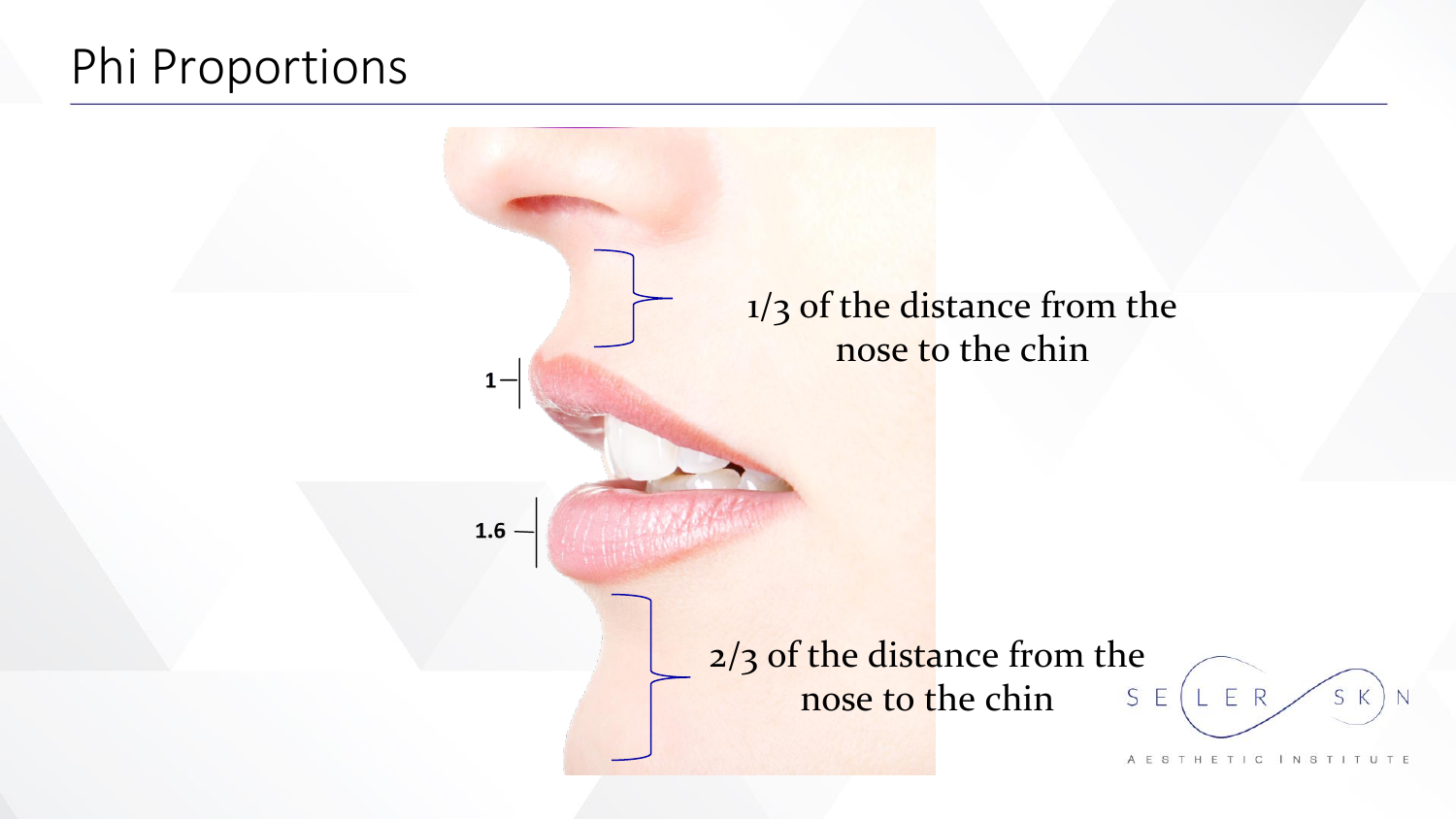# Phi Proportions

1

1.6

1/3 of the distance from the nose to the chin

2/3 of the distance from the nose to the chin

SELER SKIN AESTHETIC INSTITUTE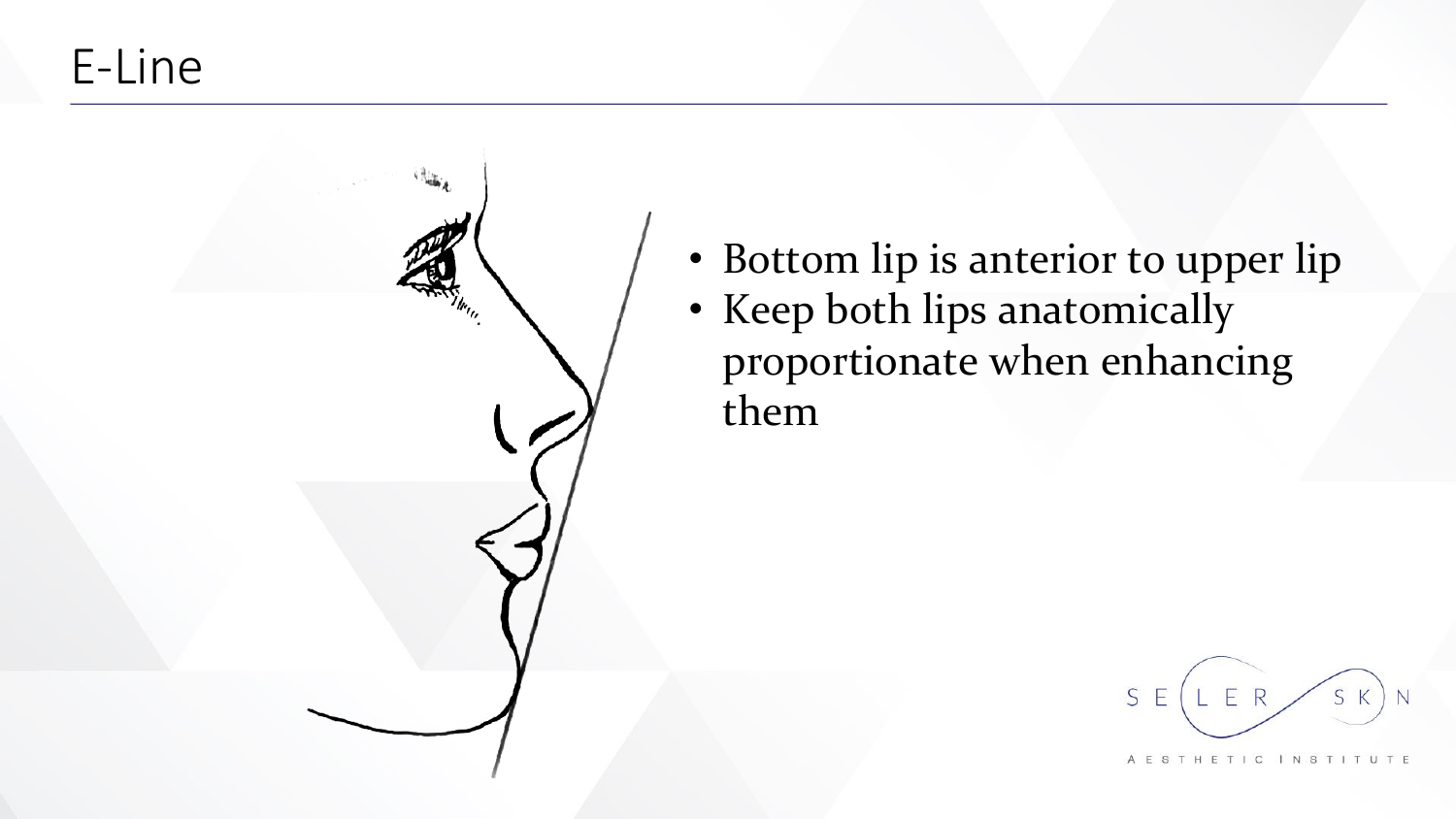# E-Line

- Bottom lip is anterior to upper lip
- Keep both lips anatomically proportionate when enhancing them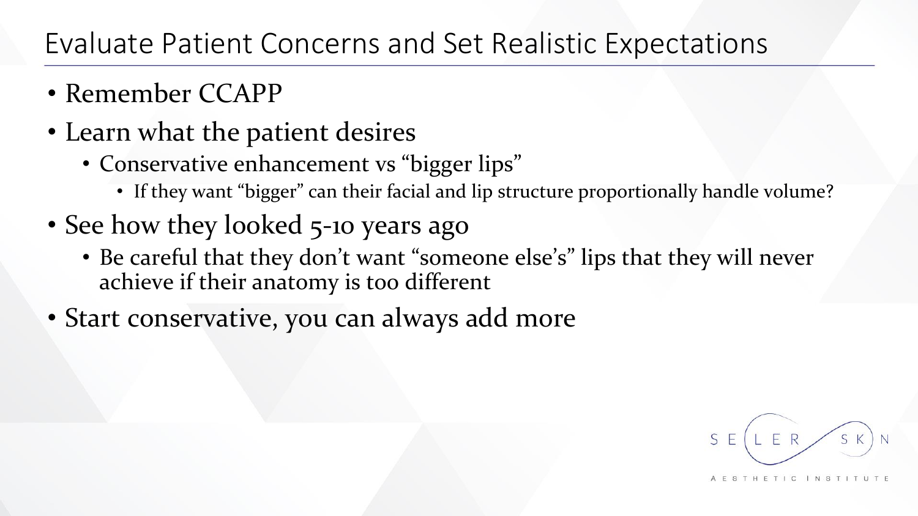# Evaluate Patient Concerns and Set Realistic Expectations

- Remember CCAPP
- Learn what the patient desires
  - Conservative enhancement vs "bigger lips"
    - If they want "bigger" can their facial and lip structure proportionally handle volume?
- See how they looked 5-10 years ago
  - Be careful that they don't want "someone else's" lips that they will never achieve if their anatomy is too different
- Start conservative, you can always add more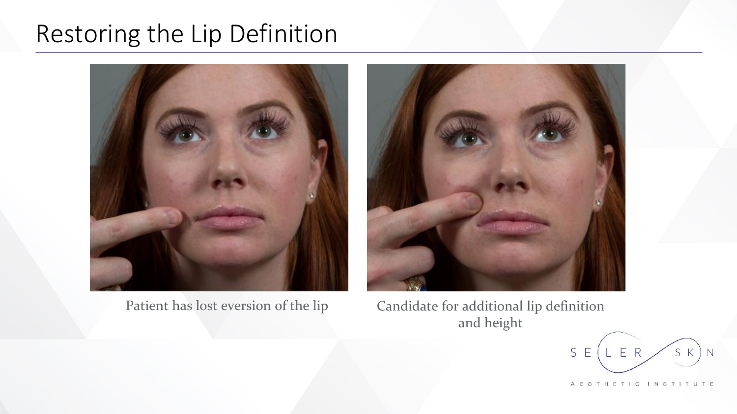# Restoring the Lip Definition

Patient has lost eversion of the lip

Candidate for additional lip definition and height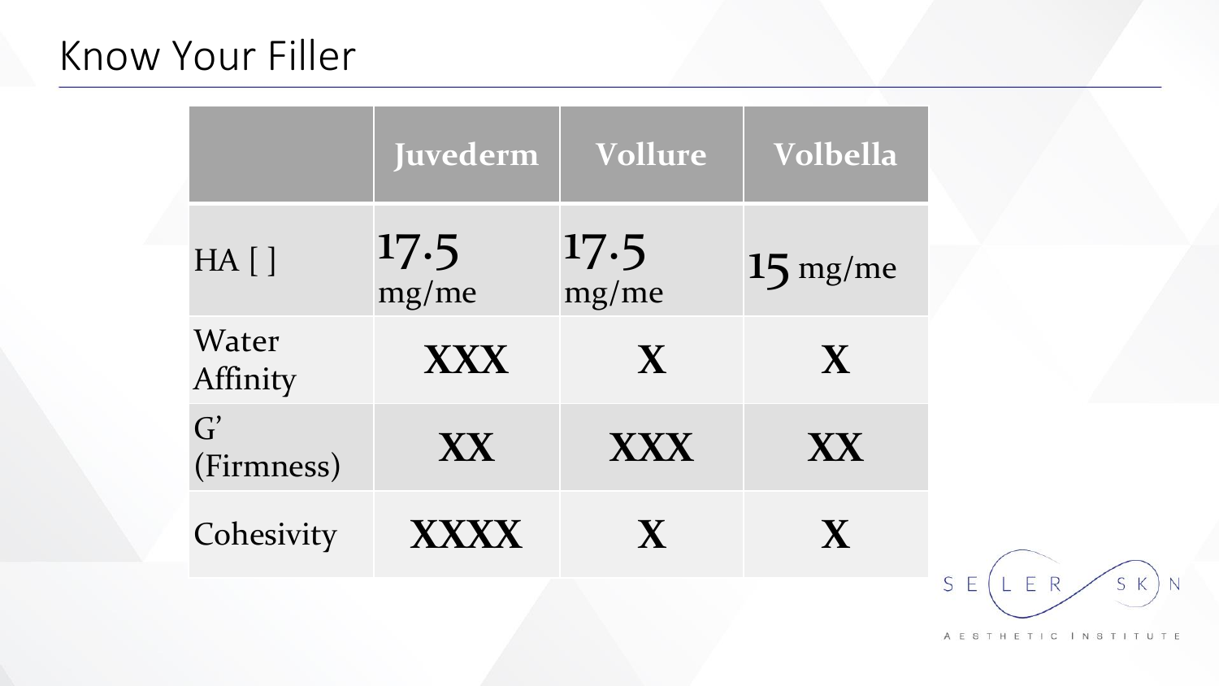# Know Your Filler

| | Juvederm | Vollure | Volbella |
|---|---|---|---|
| HA [ ] | 17.5 mg/me | 17.5 mg/me | 15 mg/me |
| Water Affinity | XXX | X | X |
| G' (Firmness) | XX | XXX | XX |
| Cohesivity | XXXX | X | X |

SELLER SKIN AESTHETIC INSTITUTE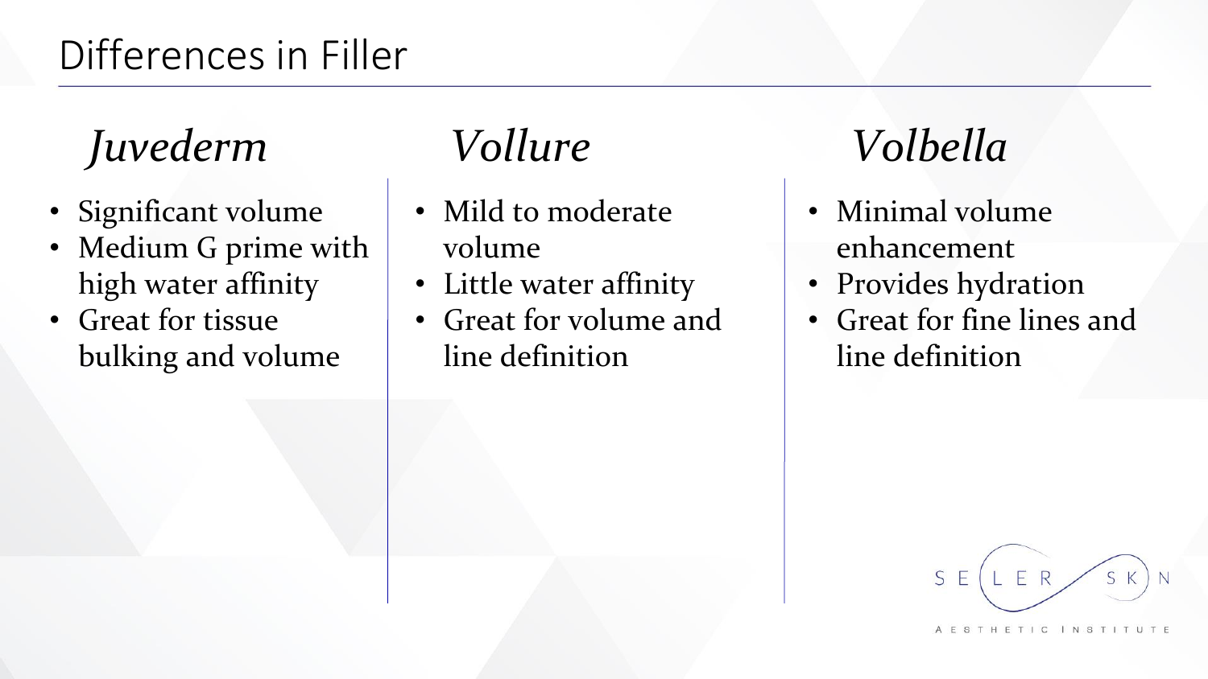# Differences in Filler

### *Juvederm*

- Significant volume
- Medium G prime with high water affinity
- Great for tissue bulking and volume

### *Vollure*

- Mild to moderate volume
- Little water affinity
- Great for volume and line definition

### *Volbella*

- Minimal volume enhancement
- Provides hydration
- Great for fine lines and line definition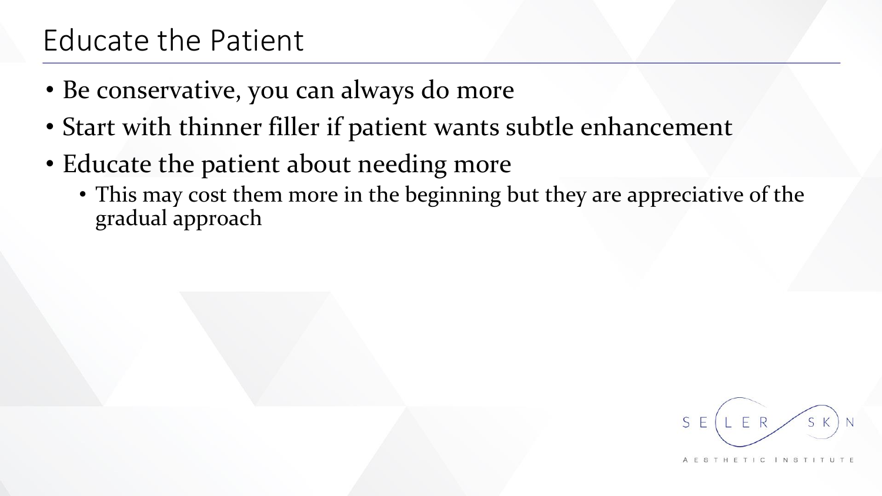# Educate the Patient

- Be conservative, you can always do more
- Start with thinner filler if patient wants subtle enhancement
- Educate the patient about needing more
  - This may cost them more in the beginning but they are appreciative of the gradual approach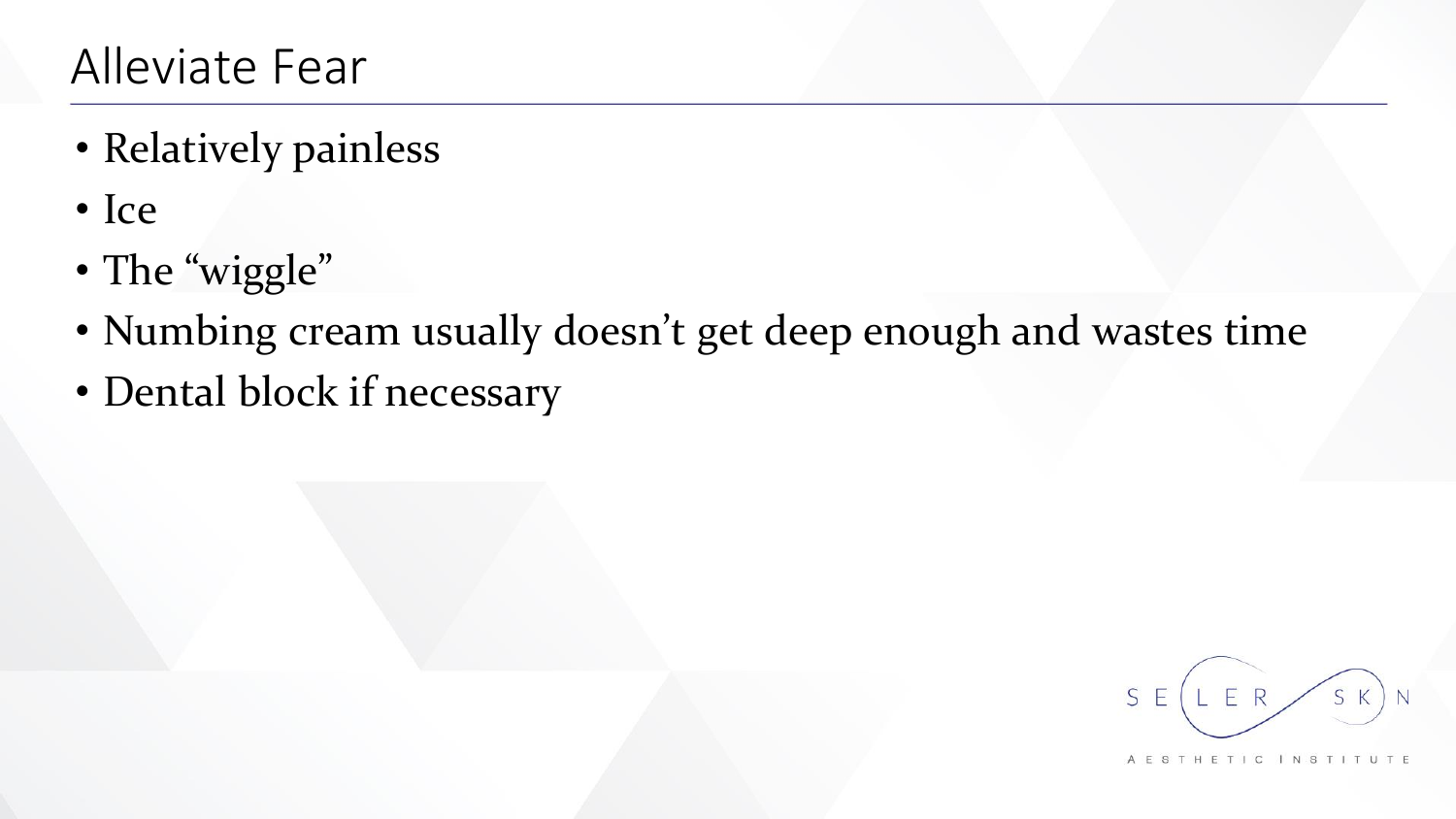# Alleviate Fear

- Relatively painless
- Ice
- The “wiggle”
- Numbing cream usually doesn’t get deep enough and wastes time
- Dental block if necessary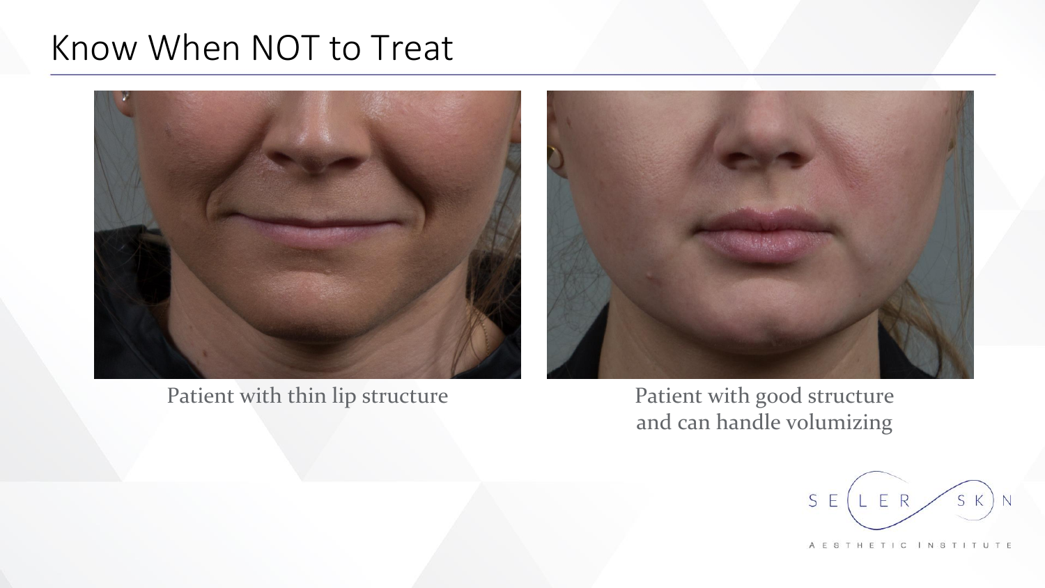# Know When NOT to Treat

Patient with thin lip structure

Patient with good structure and can handle volumizing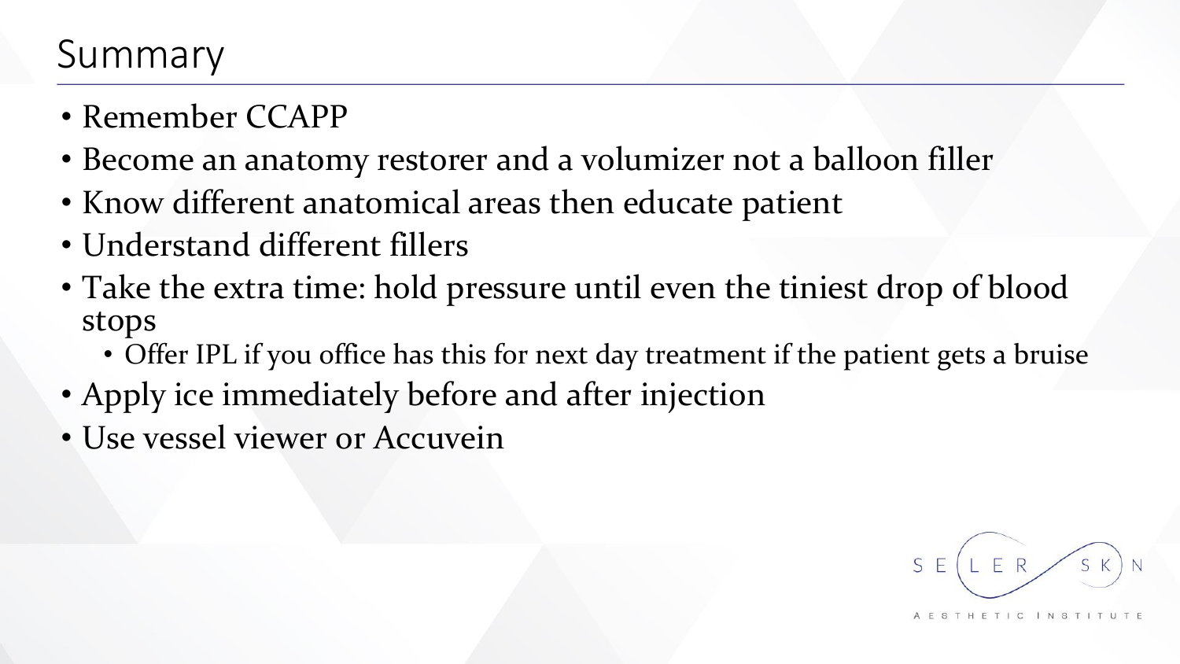# Summary

- Remember CCAPP
- Become an anatomy restorer and a volumizer not a balloon filler
- Know different anatomical areas then educate patient
- Understand different fillers
- Take the extra time: hold pressure until even the tiniest drop of blood stops
  - Offer IPL if you office has this for next day treatment if the patient gets a bruise
- Apply ice immediately before and after injection
- Use vessel viewer or Accuvein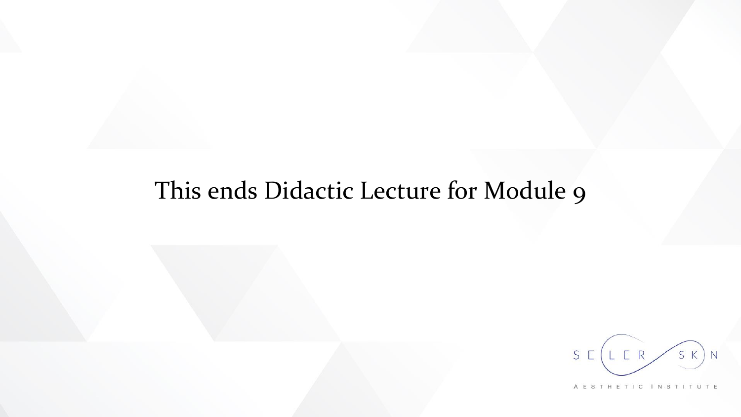This ends Didactic Lecture for Module 9

SELER SKIN

AESTHETIC INSTITUTE